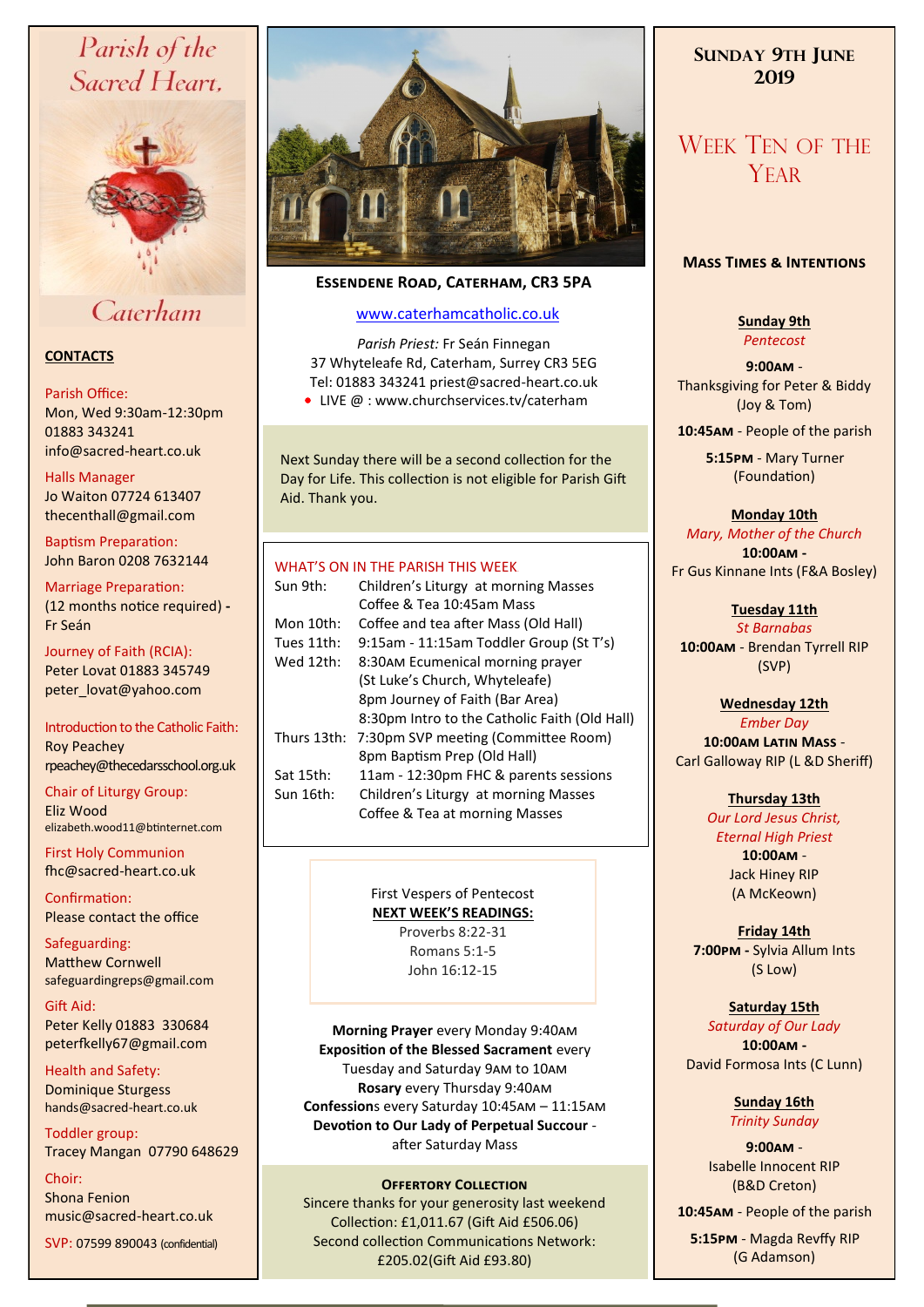# Parish of the Sacred Heart, Caterham

## CONTACTS

Parish Office:
Mon, Wed 9:30am-12:30pm
01883 343241
info@sacred-heart.co.uk

Halls Manager
Jo Waiton 07724 613407
thecenthall@gmail.com

Baptism Preparation:
John Baron 0208 7632144

Marriage Preparation:
(12 months notice required) - Fr Seán

Journey of Faith (RCIA):
Peter Lovat 01883 345749
peter_lovat@yahoo.com

Introduction to the Catholic Faith:
Roy Peachey
rpeachey@thecedarsschool.org.uk

Chair of Liturgy Group:
Eliz Wood
elizabeth.wood11@btinternet.com

First Holy Communion
fhc@sacred-heart.co.uk

Confirmation:
Please contact the office

Safeguarding:
Matthew Cornwell
safeguardingreps@gmail.com

Gift Aid:
Peter Kelly 01883 330684
peterfkelly67@gmail.com

Health and Safety:
Dominique Sturgess
hands@sacred-heart.co.uk

Toddler group:
Tracey Mangan 07790 648629

Choir:
Shona Fenion
music@sacred-heart.co.uk

SVP: 07599 890043 (confidential)

## ESSENDENE ROAD, CATERHAM, CR3 5PA

www.caterhamcatholic.co.uk

*Parish Priest:* Fr Seán Finnegan
37 Whyteleafe Rd, Caterham, Surrey CR3 5EG
Tel: 01883 343241 priest@sacred-heart.co.uk

- LIVE @ : www.churchservices.tv/caterham

Next Sunday there will be a second collection for the Day for Life. This collection is not eligible for Parish Gift Aid. Thank you.

### WHAT'S ON IN THE PARISH THIS WEEK

| | |
|---|---|
| Sun 9th: | Children's Liturgy at morning Masses<br>Coffee & Tea 10:45am Mass |
| Mon 10th: | Coffee and tea after Mass (Old Hall) |
| Tues 11th: | 9:15am - 11:15am Toddler Group (St T's) |
| Wed 12th: | 8:30AM Ecumenical morning prayer<br>(St Luke's Church, Whyteleafe)<br>8pm Journey of Faith (Bar Area)<br>8:30pm Intro to the Catholic Faith (Old Hall) |
| Thurs 13th: | 7:30pm SVP meeting (Committee Room)<br>8pm Baptism Prep (Old Hall) |
| Sat 15th: | 11am - 12:30pm FHC & parents sessions |
| Sun 16th: | Children's Liturgy at morning Masses<br>Coffee & Tea at morning Masses |

First Vespers of Pentecost

**NEXT WEEK'S READINGS:**
Proverbs 8:22-31
Romans 5:1-5
John 16:12-15

**Morning Prayer** every Monday 9:40AM
**Exposition of the Blessed Sacrament** every Tuesday and Saturday 9AM to 10AM
**Rosary** every Thursday 9:40AM
**Confessions** every Saturday 10:45AM – 11:15AM
**Devotion to Our Lady of Perpetual Succour** - after Saturday Mass

### OFFERTORY COLLECTION

Sincere thanks for your generosity last weekend
Collection: £1,011.67 (Gift Aid £506.06)
Second collection Communications Network: £205.02(Gift Aid £93.80)

## SUNDAY 9TH JUNE 2019

## WEEK TEN OF THE YEAR

### MASS TIMES & INTENTIONS

**Sunday 9th**
*Pentecost*
**9:00AM** - Thanksgiving for Peter & Biddy (Joy & Tom)
**10:45AM** - People of the parish
**5:15PM** - Mary Turner (Foundation)

**Monday 10th**
*Mary, Mother of the Church*
**10:00AM** - Fr Gus Kinnane Ints (F&A Bosley)

**Tuesday 11th**
*St Barnabas*
**10:00AM** - Brendan Tyrrell RIP (SVP)

**Wednesday 12th**
*Ember Day*
**10:00AM LATIN MASS** - Carl Galloway RIP (L &D Sheriff)

**Thursday 13th**
*Our Lord Jesus Christ, Eternal High Priest*
**10:00AM** - Jack Hiney RIP (A McKeown)

**Friday 14th**
**7:00PM** - Sylvia Allum Ints (S Low)

**Saturday 15th**
*Saturday of Our Lady*
**10:00AM** - David Formosa Ints (C Lunn)

**Sunday 16th**
*Trinity Sunday*
**9:00AM** - Isabelle Innocent RIP (B&D Creton)
**10:45AM** - People of the parish
**5:15PM** - Magda Revffy RIP (G Adamson)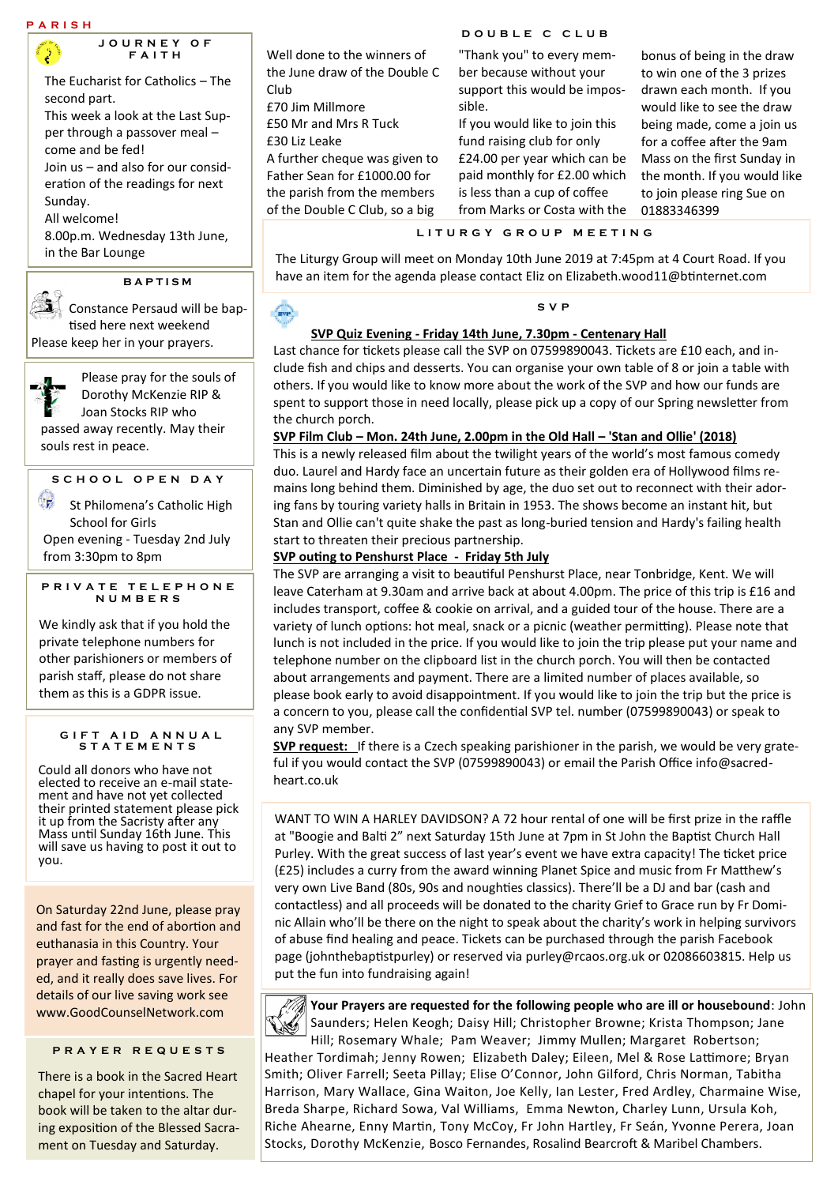**PARISH**

## JOURNEY OF FAITH

The Eucharist for Catholics – The second part.
This week a look at the Last Supper through a passover meal – come and be fed!
Join us – and also for our consideration of the readings for next Sunday.
All welcome!
8.00p.m. Wednesday 13th June, in the Bar Lounge

## BAPTISM

Constance Persaud will be baptised here next weekend
Please keep her in your prayers.

Please pray for the souls of Dorothy McKenzie RIP & Joan Stocks RIP who passed away recently. May their souls rest in peace.

## SCHOOL OPEN DAY

St Philomena's Catholic High School for Girls
Open evening - Tuesday 2nd July from 3:30pm to 8pm

## PRIVATE TELEPHONE NUMBERS

We kindly ask that if you hold the private telephone numbers for other parishioners or members of parish staff, please do not share them as this is a GDPR issue.

## GIFT AID ANNUAL STATEMENTS

Could all donors who have not elected to receive an e-mail statement and have not yet collected their printed statement please pick it up from the Sacristy after any Mass until Sunday 16th June. This will save us having to post it out to you.

On Saturday 22nd June, please pray and fast for the end of abortion and euthanasia in this Country. Your prayer and fasting is urgently needed, and it really does save lives. For details of our live saving work see www.GoodCounselNetwork.com

## PRAYER REQUESTS

There is a book in the Sacred Heart chapel for your intentions. The book will be taken to the altar during exposition of the Blessed Sacrament on Tuesday and Saturday.

## DOUBLE C CLUB

Well done to the winners of the June draw of the Double C Club
£70 Jim Millmore
£50 Mr and Mrs R Tuck
£30 Liz Leake
A further cheque was given to Father Sean for £1000.00 for the parish from the members of the Double C Club, so a big "Thank you" to every member because without your support this would be impossible.
If you would like to join this fund raising club for only £24.00 per year which can be paid monthly for £2.00 which is less than a cup of coffee from Marks or Costa with the bonus of being in the draw to win one of the 3 prizes drawn each month. If you would like to see the draw being made, come a join us for a coffee after the 9am Mass on the first Sunday in the month. If you would like to join please ring Sue on 01883346399

## LITURGY GROUP MEETING

The Liturgy Group will meet on Monday 10th June 2019 at 7:45pm at 4 Court Road. If you have an item for the agenda please contact Eliz on Elizabeth.wood11@btinternet.com

## SVP

**SVP Quiz Evening - Friday 14th June, 7.30pm - Centenary Hall**
Last chance for tickets please call the SVP on 07599890043. Tickets are £10 each, and include fish and chips and desserts. You can organise your own table of 8 or join a table with others. If you would like to know more about the work of the SVP and how our funds are spent to support those in need locally, please pick up a copy of our Spring newsletter from the church porch.

**SVP Film Club – Mon. 24th June, 2.00pm in the Old Hall – 'Stan and Ollie' (2018)**
This is a newly released film about the twilight years of the world's most famous comedy duo. Laurel and Hardy face an uncertain future as their golden era of Hollywood films remains long behind them. Diminished by age, the duo set out to reconnect with their adoring fans by touring variety halls in Britain in 1953. The shows become an instant hit, but Stan and Ollie can't quite shake the past as long-buried tension and Hardy's failing health start to threaten their precious partnership.

**SVP Outing to Penshurst Place - Friday 5th July**
The SVP are arranging a visit to beautiful Penshurst Place, near Tonbridge, Kent. We will leave Caterham at 9.30am and arrive back at about 4.00pm. The price of this trip is £16 and includes transport, coffee & cookie on arrival, and a guided tour of the house. There are a variety of lunch options: hot meal, snack or a picnic (weather permitting). Please note that lunch is not included in the price. If you would like to join the trip please put your name and telephone number on the clipboard list in the church porch. You will then be contacted about arrangements and payment. There are a limited number of places available, so please book early to avoid disappointment. If you would like to join the trip but the price is a concern to you, please call the confidential SVP tel. number (07599890043) or speak to any SVP member.

**SVP request:** If there is a Czech speaking parishioner in the parish, we would be very grateful if you would contact the SVP (07599890043) or email the Parish Office info@sacred-heart.co.uk

WANT TO WIN A HARLEY DAVIDSON? A 72 hour rental of one will be first prize in the raffle at "Boogie and Balti 2" next Saturday 15th June at 7pm in St John the Baptist Church Hall Purley. With the great success of last year's event we have extra capacity! The ticket price (£25) includes a curry from the award winning Planet Spice and music from Fr Matthew's very own Live Band (80s, 90s and noughties classics). There'll be a DJ and bar (cash and contactless) and all proceeds will be donated to the charity Grief to Grace run by Fr Dominic Allain who'll be there on the night to speak about the charity's work in helping survivors of abuse find healing and peace. Tickets can be purchased through the parish Facebook page (johnthebaptistpurley) or reserved via purley@rcaos.org.uk or 02086603815. Help us put the fun into fundraising again!

**Your Prayers are requested for the following people who are ill or housebound**: John Saunders; Helen Keogh; Daisy Hill; Christopher Browne; Krista Thompson; Jane Hill; Rosemary Whale; Pam Weaver; Jimmy Mullen; Margaret Robertson; Heather Tordimah; Jenny Rowen; Elizabeth Daley; Eileen, Mel & Rose Lattimore; Bryan Smith; Oliver Farrell; Seeta Pillay; Elise O'Connor, John Gilford, Chris Norman, Tabitha Harrison, Mary Wallace, Gina Waiton, Joe Kelly, Ian Lester, Fred Ardley, Charmaine Wise, Breda Sharpe, Richard Sowa, Val Williams, Emma Newton, Charley Lunn, Ursula Koh, Riche Ahearne, Enny Martin, Tony McCoy, Fr John Hartley, Fr Seán, Yvonne Perera, Joan Stocks, Dorothy McKenzie, Bosco Fernandes, Rosalind Bearcroft & Maribel Chambers.